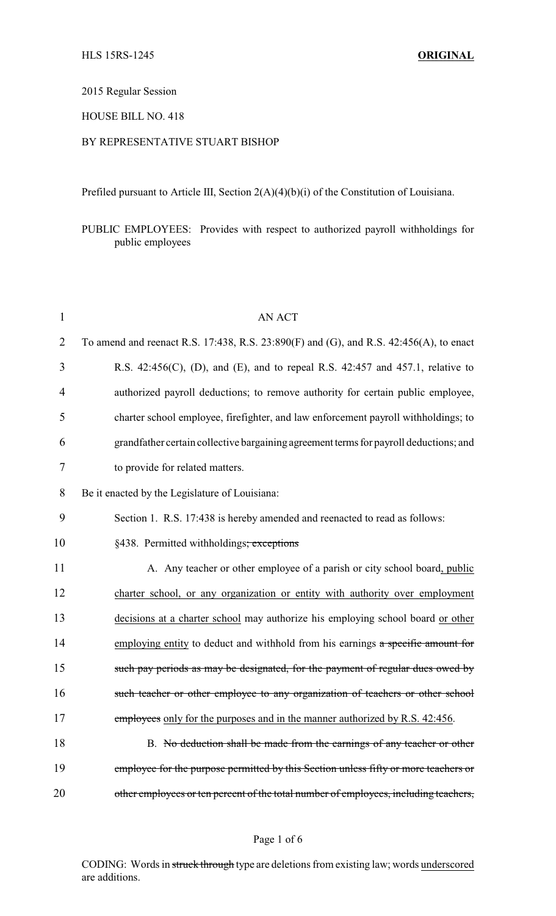2015 Regular Session

HOUSE BILL NO. 418

BY REPRESENTATIVE STUART BISHOP

Prefiled pursuant to Article III, Section 2(A)(4)(b)(i) of the Constitution of Louisiana.

PUBLIC EMPLOYEES: Provides with respect to authorized payroll withholdings for public employees

AN ACT

To amend and reenact R.S. 17:438, R.S. 23:890(F) and (G), and R.S. 42:456(A), to enact R.S. 42:456(C), (D), and (E), and to repeal R.S. 42:457 and 457.1, relative to authorized payroll deductions; to remove authority for certain public employee, charter school employee, firefighter, and law enforcement payroll withholdings; to grandfather certain collective bargaining agreement terms for payroll deductions; and to provide for related matters.

Be it enacted by the Legislature of Louisiana:

Section 1. R.S. 17:438 is hereby amended and reenacted to read as follows:

§438. Permitted withholdings~~; exceptions~~

A. Any teacher or other employee of a parish or city school board<u>, public charter school, or any organization or entity with authority over employment decisions at a charter school</u> may authorize his employing school board <u>or other employing entity</u> to deduct and withhold from his earnings ~~a specific amount for such pay periods as may be designated, for the payment of regular dues owed by such teacher or other employee to any organization of teachers or other school employees~~ <u>only for the purposes and in the manner authorized by R.S. 42:456</u>.

B. ~~No deduction shall be made from the earnings of any teacher or other employee for the purpose permitted by this Section unless fifty or more teachers or other employees or ten percent of the total number of employees, including teachers,~~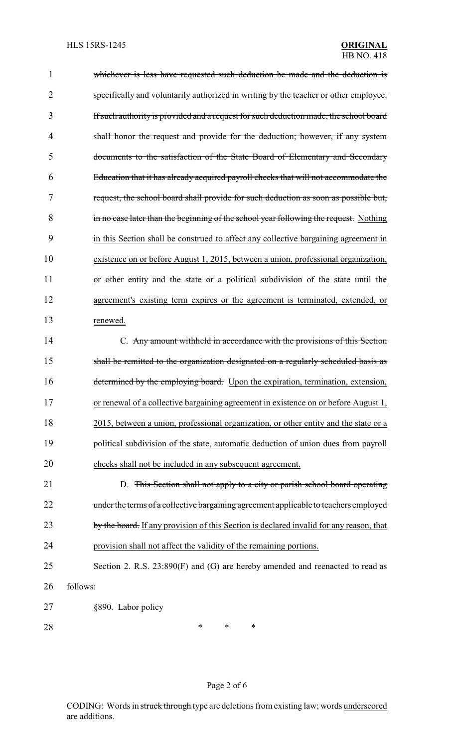whichever is less have requested such deduction be made and the deduction is specifically and voluntarily authorized in writing by the teacher or other employee. If such authority is provided and a request for such deduction made, the school board shall honor the request and provide for the deduction; however, if any system documents to the satisfaction of the State Board of Elementary and Secondary Education that it has already acquired payroll checks that will not accommodate the request, the school board shall provide for such deduction as soon as possible but, in no case later than the beginning of the school year following the request. Nothing in this Section shall be construed to affect any collective bargaining agreement in existence on or before August 1, 2015, between a union, professional organization, or other entity and the state or a political subdivision of the state until the agreement's existing term expires or the agreement is terminated, extended, or renewed.

C. Any amount withheld in accordance with the provisions of this Section shall be remitted to the organization designated on a regularly scheduled basis as determined by the employing board. Upon the expiration, termination, extension, or renewal of a collective bargaining agreement in existence on or before August 1, 2015, between a union, professional organization, or other entity and the state or a political subdivision of the state, automatic deduction of union dues from payroll checks shall not be included in any subsequent agreement.

D. This Section shall not apply to a city or parish school board operating under the terms of a collective bargaining agreement applicable to teachers employed by the board. If any provision of this Section is declared invalid for any reason, that provision shall not affect the validity of the remaining portions.

Section 2. R.S. 23:890(F) and (G) are hereby amended and reenacted to read as follows:

§890. Labor policy

\* \* \*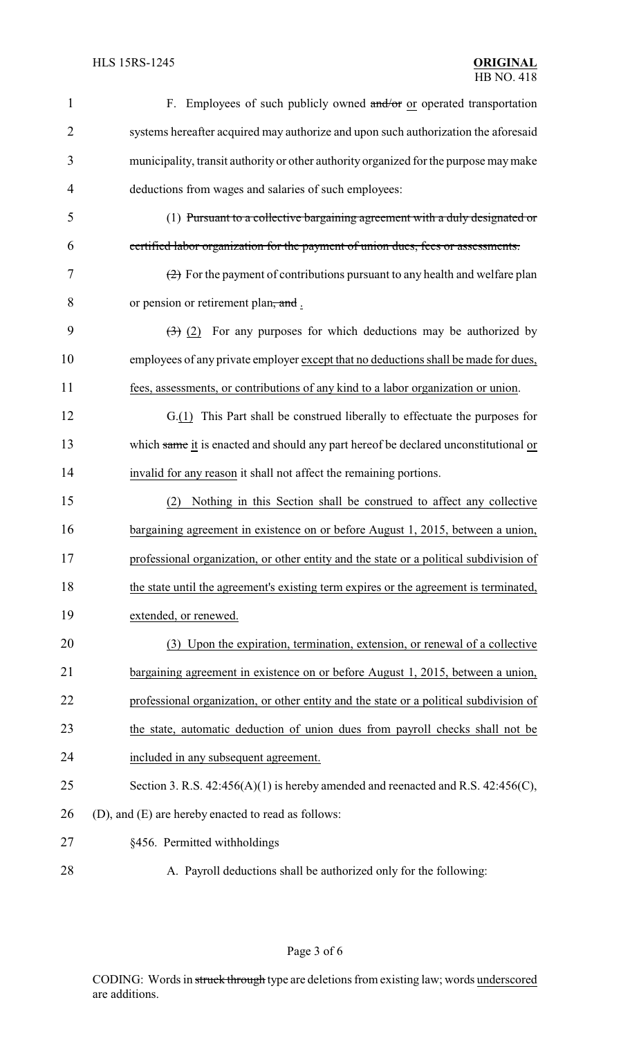F. Employees of such publicly owned ~~and/or~~ or operated transportation systems hereafter acquired may authorize and upon such authorization the aforesaid municipality, transit authority or other authority organized for the purpose may make deductions from wages and salaries of such employees:

(1) ~~Pursuant to a collective bargaining agreement with a duly designated or certified labor organization for the payment of union dues, fees or assessments.~~

~~(2)~~ For the payment of contributions pursuant to any health and welfare plan or pension or retirement plan~~, and~~ .

~~(3)~~ (2) For any purposes for which deductions may be authorized by employees of any private employer except that no deductions shall be made for dues, fees, assessments, or contributions of any kind to a labor organization or union.

G.(1) This Part shall be construed liberally to effectuate the purposes for which ~~same~~ it is enacted and should any part hereof be declared unconstitutional or invalid for any reason it shall not affect the remaining portions.

(2) Nothing in this Section shall be construed to affect any collective bargaining agreement in existence on or before August 1, 2015, between a union, professional organization, or other entity and the state or a political subdivision of the state until the agreement's existing term expires or the agreement is terminated, extended, or renewed.

(3) Upon the expiration, termination, extension, or renewal of a collective bargaining agreement in existence on or before August 1, 2015, between a union, professional organization, or other entity and the state or a political subdivision of the state, automatic deduction of union dues from payroll checks shall not be included in any subsequent agreement.

Section 3. R.S. 42:456(A)(1) is hereby amended and reenacted and R.S. 42:456(C), (D), and (E) are hereby enacted to read as follows:

§456. Permitted withholdings

A. Payroll deductions shall be authorized only for the following: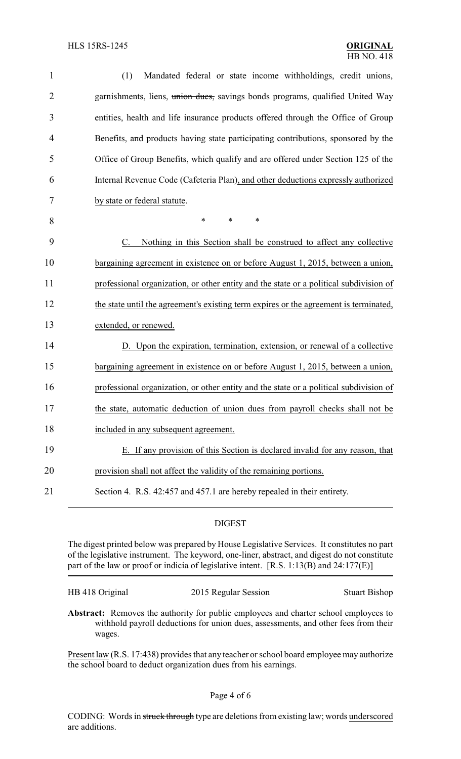(1) Mandated federal or state income withholdings, credit unions, garnishments, liens, ~~union dues,~~ savings bonds programs, qualified United Way entities, health and life insurance products offered through the Office of Group Benefits, ~~and~~ products having state participating contributions, sponsored by the Office of Group Benefits, which qualify and are offered under Section 125 of the Internal Revenue Code (Cafeteria Plan), and other deductions expressly authorized by state or federal statute.

\* \* \*

C. Nothing in this Section shall be construed to affect any collective bargaining agreement in existence on or before August 1, 2015, between a union, professional organization, or other entity and the state or a political subdivision of the state until the agreement's existing term expires or the agreement is terminated, extended, or renewed.

D. Upon the expiration, termination, extension, or renewal of a collective bargaining agreement in existence on or before August 1, 2015, between a union, professional organization, or other entity and the state or a political subdivision of the state, automatic deduction of union dues from payroll checks shall not be included in any subsequent agreement.

E. If any provision of this Section is declared invalid for any reason, that provision shall not affect the validity of the remaining portions.

Section 4. R.S. 42:457 and 457.1 are hereby repealed in their entirety.

## DIGEST

The digest printed below was prepared by House Legislative Services. It constitutes no part of the legislative instrument. The keyword, one-liner, abstract, and digest do not constitute part of the law or proof or indicia of legislative intent. [R.S. 1:13(B) and 24:177(E)]

HB 418 Original — 2015 Regular Session — Stuart Bishop

**Abstract:** Removes the authority for public employees and charter school employees to withhold payroll deductions for union dues, assessments, and other fees from their wages.

Present law (R.S. 17:438) provides that any teacher or school board employee may authorize the school board to deduct organization dues from his earnings.

CODING: Words in ~~struck through~~ type are deletions from existing law; words underscored are additions.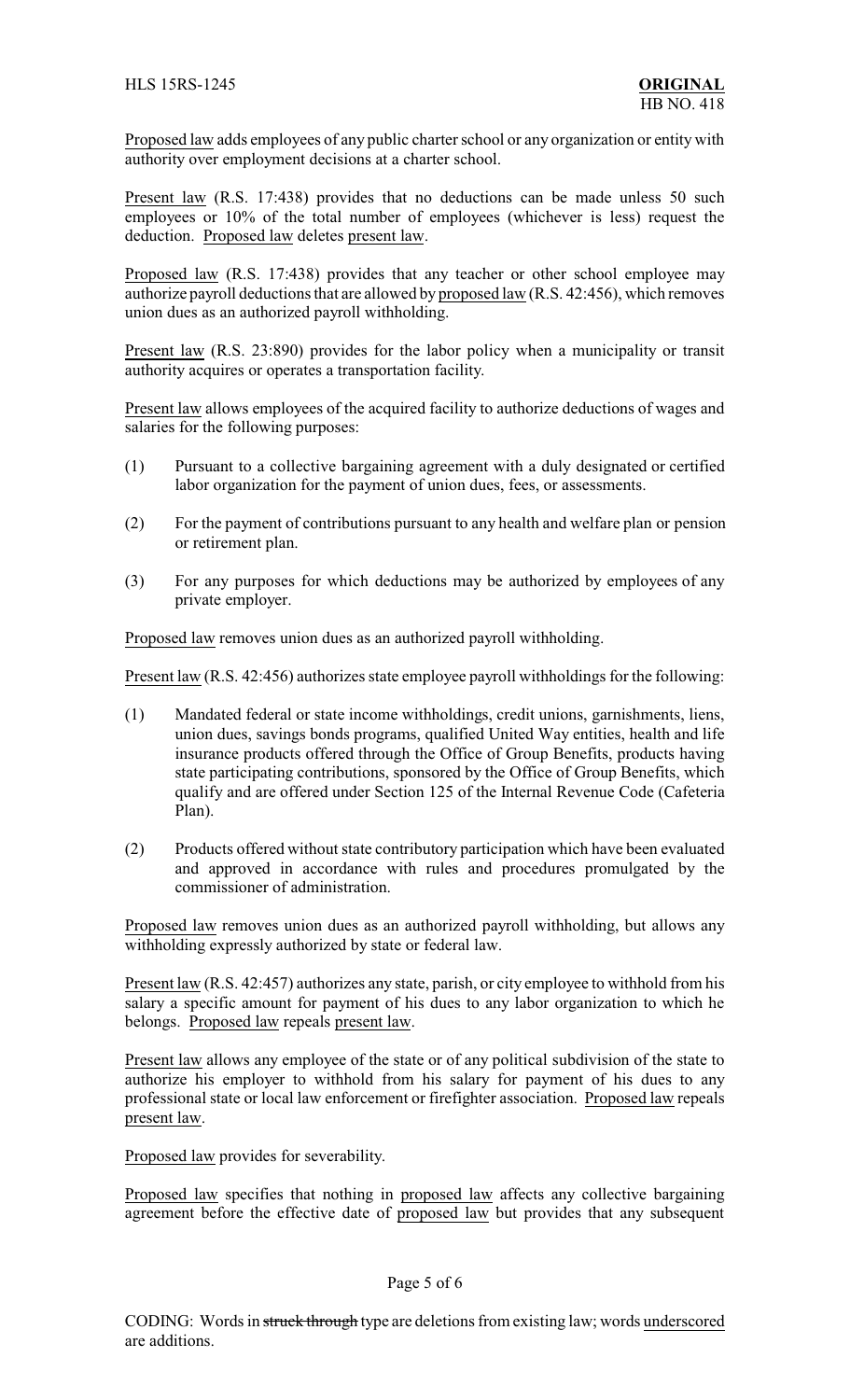Proposed law adds employees of any public charter school or any organization or entity with authority over employment decisions at a charter school.

Present law (R.S. 17:438) provides that no deductions can be made unless 50 such employees or 10% of the total number of employees (whichever is less) request the deduction. Proposed law deletes present law.

Proposed law (R.S. 17:438) provides that any teacher or other school employee may authorize payroll deductions that are allowed by proposed law (R.S. 42:456), which removes union dues as an authorized payroll withholding.

Present law (R.S. 23:890) provides for the labor policy when a municipality or transit authority acquires or operates a transportation facility.

Present law allows employees of the acquired facility to authorize deductions of wages and salaries for the following purposes:

(1) Pursuant to a collective bargaining agreement with a duly designated or certified labor organization for the payment of union dues, fees, or assessments.

(2) For the payment of contributions pursuant to any health and welfare plan or pension or retirement plan.

(3) For any purposes for which deductions may be authorized by employees of any private employer.

Proposed law removes union dues as an authorized payroll withholding.

Present law (R.S. 42:456) authorizes state employee payroll withholdings for the following:

(1) Mandated federal or state income withholdings, credit unions, garnishments, liens, union dues, savings bonds programs, qualified United Way entities, health and life insurance products offered through the Office of Group Benefits, products having state participating contributions, sponsored by the Office of Group Benefits, which qualify and are offered under Section 125 of the Internal Revenue Code (Cafeteria Plan).

(2) Products offered without state contributory participation which have been evaluated and approved in accordance with rules and procedures promulgated by the commissioner of administration.

Proposed law removes union dues as an authorized payroll withholding, but allows any withholding expressly authorized by state or federal law.

Present law (R.S. 42:457) authorizes any state, parish, or city employee to withhold from his salary a specific amount for payment of his dues to any labor organization to which he belongs. Proposed law repeals present law.

Present law allows any employee of the state or of any political subdivision of the state to authorize his employer to withhold from his salary for payment of his dues to any professional state or local law enforcement or firefighter association. Proposed law repeals present law.

Proposed law provides for severability.

Proposed law specifies that nothing in proposed law affects any collective bargaining agreement before the effective date of proposed law but provides that any subsequent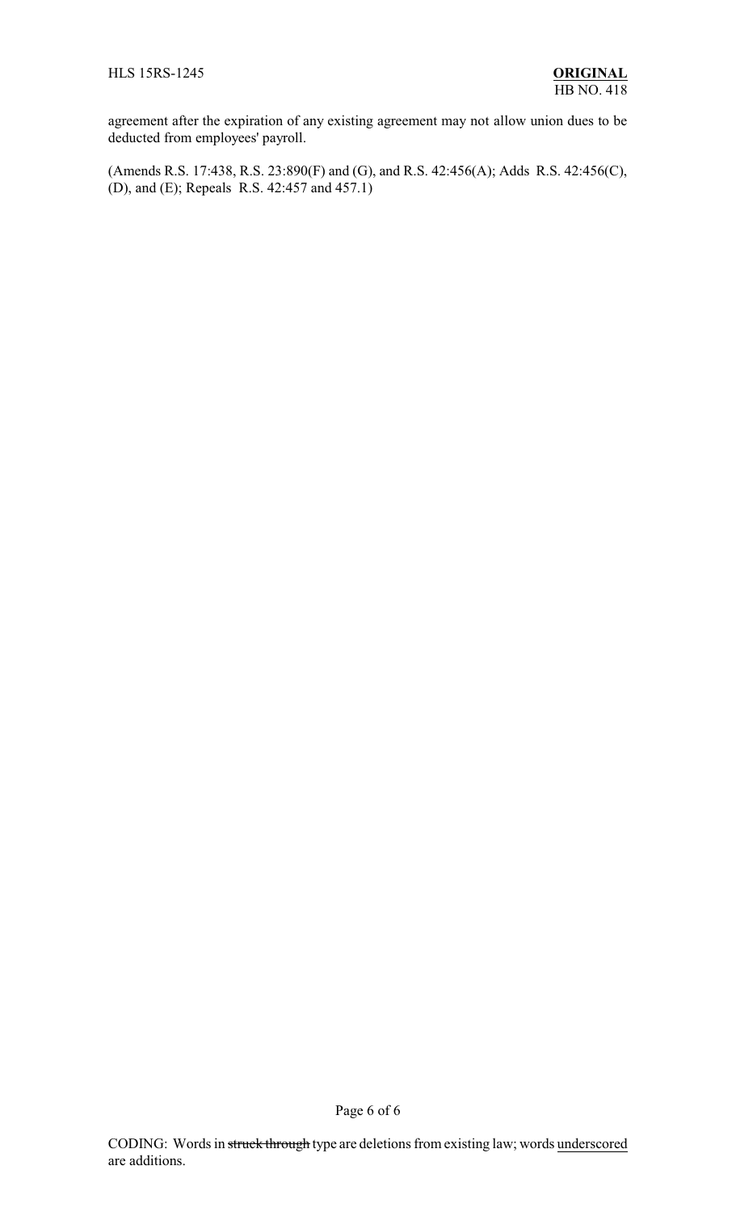agreement after the expiration of any existing agreement may not allow union dues to be deducted from employees' payroll.

(Amends R.S. 17:438, R.S. 23:890(F) and (G), and R.S. 42:456(A); Adds R.S. 42:456(C), (D), and (E); Repeals R.S. 42:457 and 457.1)